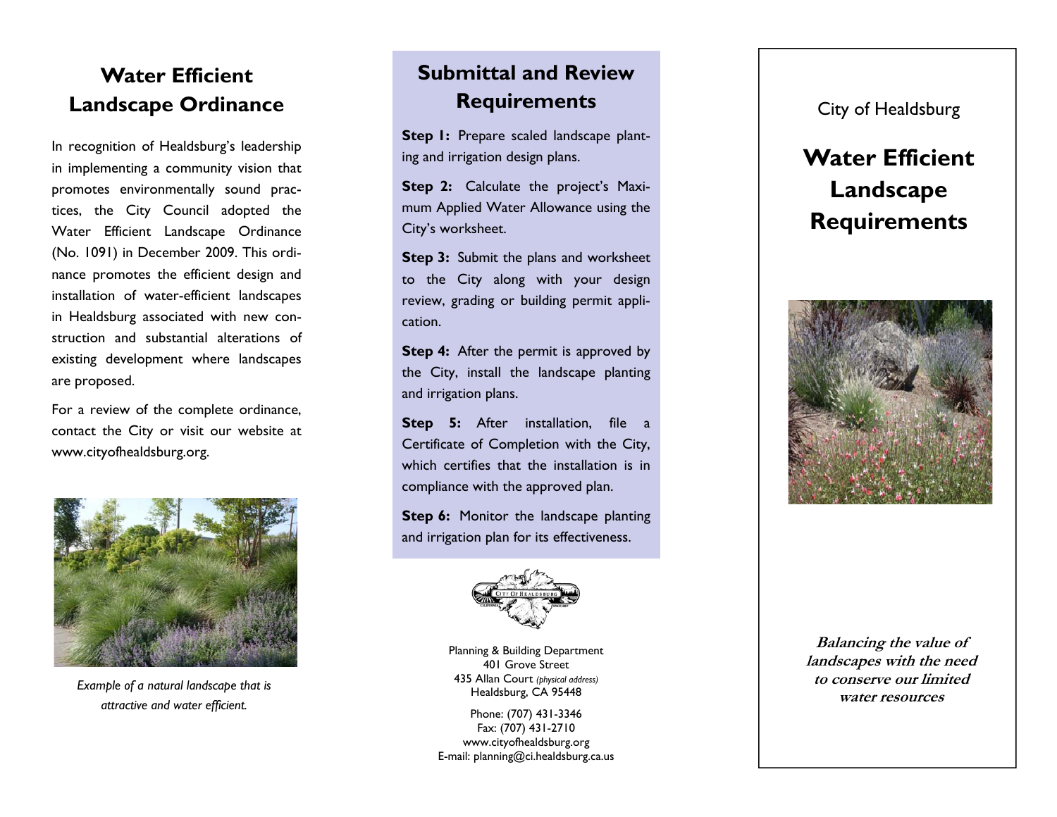# Water Efficient Landscape Ordinance

In recognition of Healdsburg's leadership in implementing a community vision that promotes environmentally sound practices, the City Council adopted the Water Efficient Landscape Ordinance (No. 1091) in December 2009. This ordinance promotes the efficient design and installation of water-efficient landscapes in Healdsburg associated with new construction and substantial alterations of existing development where landscapes are proposed.

For a review of the complete ordinance, contact the City or visit our website at www.cityofhealdsburg.org.

*Example of a natural landscape that is attractive and water efficient.*

# Submittal and Review Requirements

**Step 1:** Prepare scaled landscape planting and irrigation design plans.

**Step 2:** Calculate the project's Maximum Applied Water Allowance using the City's worksheet.

**Step 3:** Submit the plans and worksheet to the City along with your design review, grading or building permit application.

**Step 4:** After the permit is approved by the City, install the landscape planting and irrigation plans.

**Step 5:** After installation, file a Certificate of Completion with the City, which certifies that the installation is in compliance with the approved plan.

**Step 6:** Monitor the landscape planting and irrigation plan for its effectiveness.

Planning & Building Department
401 Grove Street
435 Allan Court *(physical address)*
Healdsburg, CA 95448

Phone: (707) 431-3346
Fax: (707) 431-2710
www.cityofhealdsburg.org
E-mail: planning@ci.healdsburg.ca.us

City of Healdsburg

# Water Efficient Landscape Requirements

***Balancing the value of landscapes with the need to conserve our limited water resources***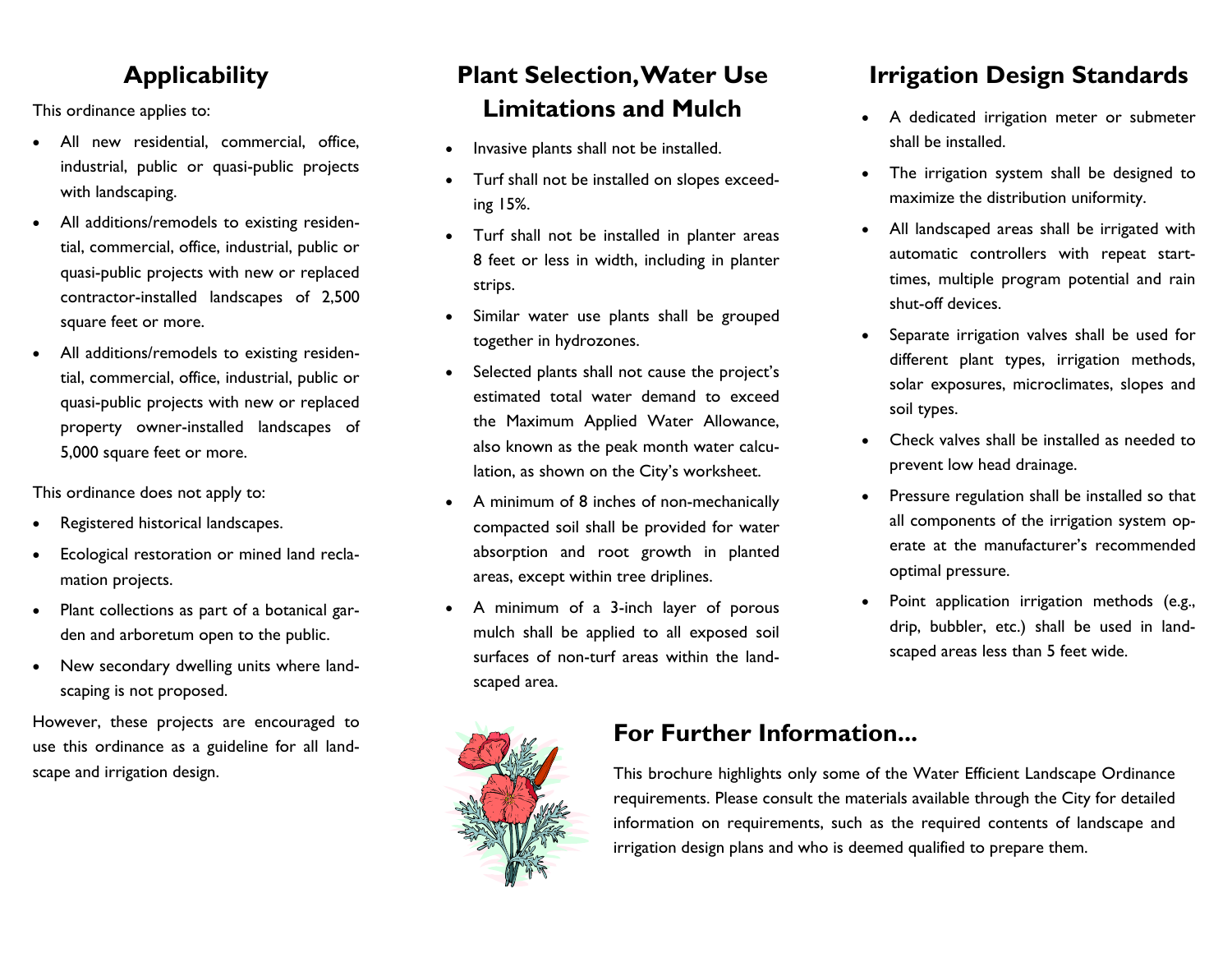## Applicability

This ordinance applies to:

- All new residential, commercial, office, industrial, public or quasi-public projects with landscaping.
- All additions/remodels to existing residential, commercial, office, industrial, public or quasi-public projects with new or replaced contractor-installed landscapes of 2,500 square feet or more.
- All additions/remodels to existing residential, commercial, office, industrial, public or quasi-public projects with new or replaced property owner-installed landscapes of 5,000 square feet or more.

This ordinance does not apply to:

- Registered historical landscapes.
- Ecological restoration or mined land reclamation projects.
- Plant collections as part of a botanical garden and arboretum open to the public.
- New secondary dwelling units where landscaping is not proposed.

However, these projects are encouraged to use this ordinance as a guideline for all landscape and irrigation design.

## Plant Selection, Water Use Limitations and Mulch

- Invasive plants shall not be installed.
- Turf shall not be installed on slopes exceeding 15%.
- Turf shall not be installed in planter areas 8 feet or less in width, including in planter strips.
- Similar water use plants shall be grouped together in hydrozones.
- Selected plants shall not cause the project's estimated total water demand to exceed the Maximum Applied Water Allowance, also known as the peak month water calculation, as shown on the City's worksheet.
- A minimum of 8 inches of non-mechanically compacted soil shall be provided for water absorption and root growth in planted areas, except within tree driplines.
- A minimum of a 3-inch layer of porous mulch shall be applied to all exposed soil surfaces of non-turf areas within the landscaped area.

## Irrigation Design Standards

- A dedicated irrigation meter or submeter shall be installed.
- The irrigation system shall be designed to maximize the distribution uniformity.
- All landscaped areas shall be irrigated with automatic controllers with repeat start-times, multiple program potential and rain shut-off devices.
- Separate irrigation valves shall be used for different plant types, irrigation methods, solar exposures, microclimates, slopes and soil types.
- Check valves shall be installed as needed to prevent low head drainage.
- Pressure regulation shall be installed so that all components of the irrigation system operate at the manufacturer's recommended optimal pressure.
- Point application irrigation methods (e.g., drip, bubbler, etc.) shall be used in landscaped areas less than 5 feet wide.

## For Further Information...

This brochure highlights only some of the Water Efficient Landscape Ordinance requirements. Please consult the materials available through the City for detailed information on requirements, such as the required contents of landscape and irrigation design plans and who is deemed qualified to prepare them.